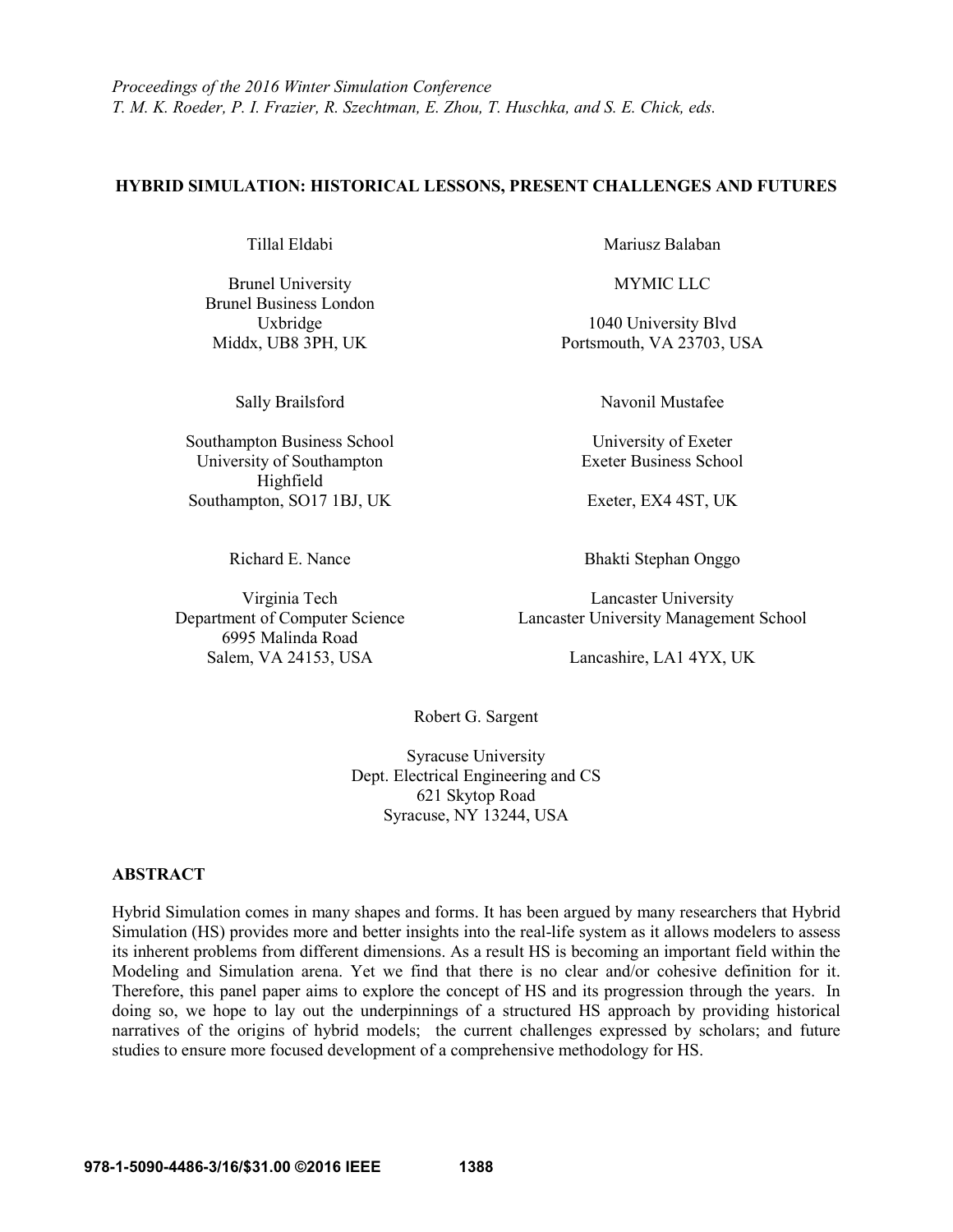*Proceedings of the 2016 Winter Simulation Conference*
*T. M. K. Roeder, P. I. Frazier, R. Szechtman, E. Zhou, T. Huschka, and S. E. Chick, eds.*

# HYBRID SIMULATION: HISTORICAL LESSONS, PRESENT CHALLENGES AND FUTURES

Tillal Eldabi

Brunel University
Brunel Business London
Uxbridge
Middx, UB8 3PH, UK

Mariusz Balaban

MYMIC LLC

1040 University Blvd
Portsmouth, VA 23703, USA

Sally Brailsford

Southampton Business School
University of Southampton
Highfield
Southampton, SO17 1BJ, UK

Navonil Mustafee

University of Exeter
Exeter Business School

Exeter, EX4 4ST, UK

Richard E. Nance

Virginia Tech
Department of Computer Science
6995 Malinda Road
Salem, VA 24153, USA

Bhakti Stephan Onggo

Lancaster University
Lancaster University Management School

Lancashire, LA1 4YX, UK

Robert G. Sargent

Syracuse University
Dept. Electrical Engineering and CS
621 Skytop Road
Syracuse, NY 13244, USA

## ABSTRACT

Hybrid Simulation comes in many shapes and forms. It has been argued by many researchers that Hybrid Simulation (HS) provides more and better insights into the real-life system as it allows modelers to assess its inherent problems from different dimensions. As a result HS is becoming an important field within the Modeling and Simulation arena. Yet we find that there is no clear and/or cohesive definition for it. Therefore, this panel paper aims to explore the concept of HS and its progression through the years. In doing so, we hope to lay out the underpinnings of a structured HS approach by providing historical narratives of the origins of hybrid models; the current challenges expressed by scholars; and future studies to ensure more focused development of a comprehensive methodology for HS.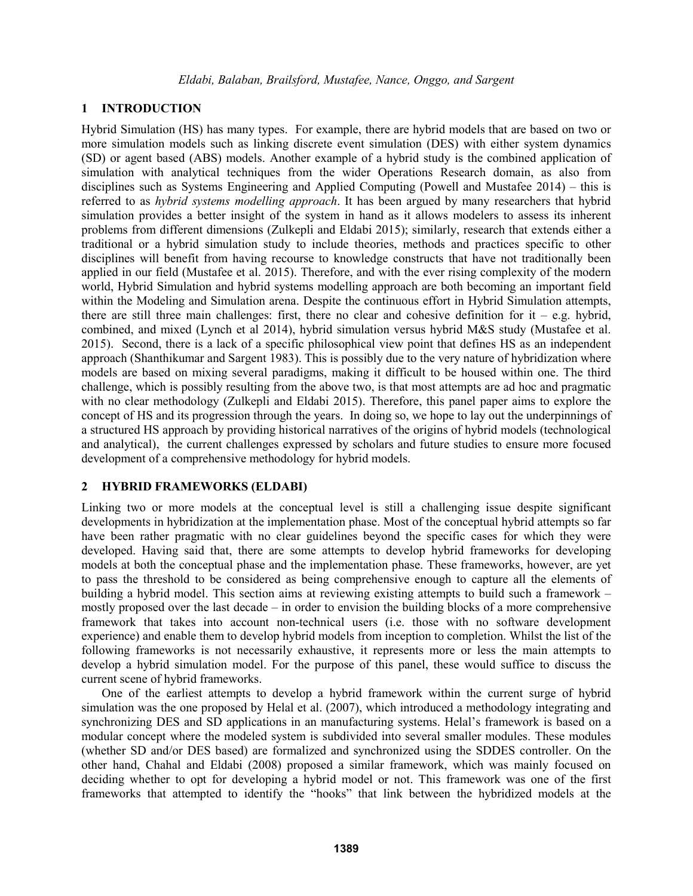## 1 INTRODUCTION

Hybrid Simulation (HS) has many types. For example, there are hybrid models that are based on two or more simulation models such as linking discrete event simulation (DES) with either system dynamics (SD) or agent based (ABS) models. Another example of a hybrid study is the combined application of simulation with analytical techniques from the wider Operations Research domain, as also from disciplines such as Systems Engineering and Applied Computing (Powell and Mustafee 2014) – this is referred to as *hybrid systems modelling approach*. It has been argued by many researchers that hybrid simulation provides a better insight of the system in hand as it allows modelers to assess its inherent problems from different dimensions (Zulkepli and Eldabi 2015); similarly, research that extends either a traditional or a hybrid simulation study to include theories, methods and practices specific to other disciplines will benefit from having recourse to knowledge constructs that have not traditionally been applied in our field (Mustafee et al. 2015). Therefore, and with the ever rising complexity of the modern world, Hybrid Simulation and hybrid systems modelling approach are both becoming an important field within the Modeling and Simulation arena. Despite the continuous effort in Hybrid Simulation attempts, there are still three main challenges: first, there no clear and cohesive definition for it – e.g. hybrid, combined, and mixed (Lynch et al 2014), hybrid simulation versus hybrid M&S study (Mustafee et al. 2015). Second, there is a lack of a specific philosophical view point that defines HS as an independent approach (Shanthikumar and Sargent 1983). This is possibly due to the very nature of hybridization where models are based on mixing several paradigms, making it difficult to be housed within one. The third challenge, which is possibly resulting from the above two, is that most attempts are ad hoc and pragmatic with no clear methodology (Zulkepli and Eldabi 2015). Therefore, this panel paper aims to explore the concept of HS and its progression through the years. In doing so, we hope to lay out the underpinnings of a structured HS approach by providing historical narratives of the origins of hybrid models (technological and analytical), the current challenges expressed by scholars and future studies to ensure more focused development of a comprehensive methodology for hybrid models.

## 2 HYBRID FRAMEWORKS (ELDABI)

Linking two or more models at the conceptual level is still a challenging issue despite significant developments in hybridization at the implementation phase. Most of the conceptual hybrid attempts so far have been rather pragmatic with no clear guidelines beyond the specific cases for which they were developed. Having said that, there are some attempts to develop hybrid frameworks for developing models at both the conceptual phase and the implementation phase. These frameworks, however, are yet to pass the threshold to be considered as being comprehensive enough to capture all the elements of building a hybrid model. This section aims at reviewing existing attempts to build such a framework – mostly proposed over the last decade – in order to envision the building blocks of a more comprehensive framework that takes into account non-technical users (i.e. those with no software development experience) and enable them to develop hybrid models from inception to completion. Whilst the list of the following frameworks is not necessarily exhaustive, it represents more or less the main attempts to develop a hybrid simulation model. For the purpose of this panel, these would suffice to discuss the current scene of hybrid frameworks.

One of the earliest attempts to develop a hybrid framework within the current surge of hybrid simulation was the one proposed by Helal et al. (2007), which introduced a methodology integrating and synchronizing DES and SD applications in an manufacturing systems. Helal's framework is based on a modular concept where the modeled system is subdivided into several smaller modules. These modules (whether SD and/or DES based) are formalized and synchronized using the SDDES controller. On the other hand, Chahal and Eldabi (2008) proposed a similar framework, which was mainly focused on deciding whether to opt for developing a hybrid model or not. This framework was one of the first frameworks that attempted to identify the "hooks" that link between the hybridized models at the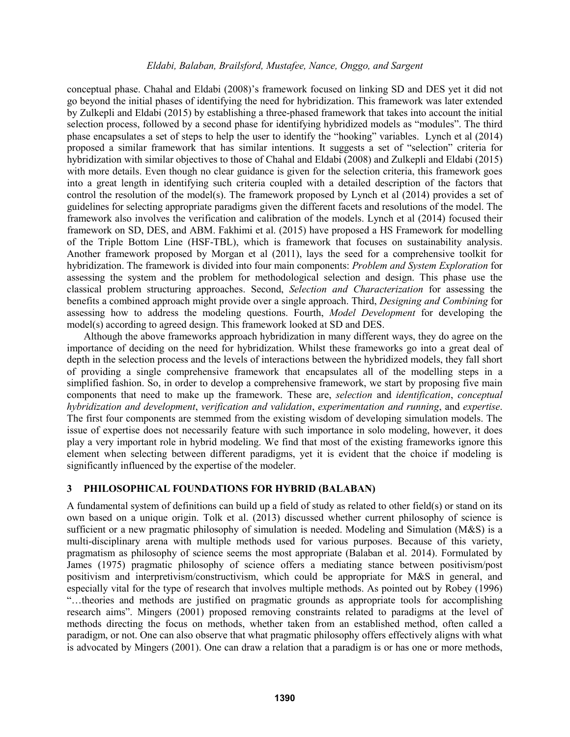conceptual phase. Chahal and Eldabi (2008)'s framework focused on linking SD and DES yet it did not go beyond the initial phases of identifying the need for hybridization. This framework was later extended by Zulkepli and Eldabi (2015) by establishing a three-phased framework that takes into account the initial selection process, followed by a second phase for identifying hybridized models as "modules". The third phase encapsulates a set of steps to help the user to identify the "hooking" variables. Lynch et al (2014) proposed a similar framework that has similar intentions. It suggests a set of "selection" criteria for hybridization with similar objectives to those of Chahal and Eldabi (2008) and Zulkepli and Eldabi (2015) with more details. Even though no clear guidance is given for the selection criteria, this framework goes into a great length in identifying such criteria coupled with a detailed description of the factors that control the resolution of the model(s). The framework proposed by Lynch et al (2014) provides a set of guidelines for selecting appropriate paradigms given the different facets and resolutions of the model. The framework also involves the verification and calibration of the models. Lynch et al (2014) focused their framework on SD, DES, and ABM. Fakhimi et al. (2015) have proposed a HS Framework for modelling of the Triple Bottom Line (HSF-TBL), which is framework that focuses on sustainability analysis. Another framework proposed by Morgan et al (2011), lays the seed for a comprehensive toolkit for hybridization. The framework is divided into four main components: *Problem and System Exploration* for assessing the system and the problem for methodological selection and design. This phase use the classical problem structuring approaches. Second, *Selection and Characterization* for assessing the benefits a combined approach might provide over a single approach. Third, *Designing and Combining* for assessing how to address the modeling questions. Fourth, *Model Development* for developing the model(s) according to agreed design. This framework looked at SD and DES.

Although the above frameworks approach hybridization in many different ways, they do agree on the importance of deciding on the need for hybridization. Whilst these frameworks go into a great deal of depth in the selection process and the levels of interactions between the hybridized models, they fall short of providing a single comprehensive framework that encapsulates all of the modelling steps in a simplified fashion. So, in order to develop a comprehensive framework, we start by proposing five main components that need to make up the framework. These are, *selection* and *identification*, *conceptual hybridization and development*, *verification and validation*, *experimentation and running*, and *expertise*. The first four components are stemmed from the existing wisdom of developing simulation models. The issue of expertise does not necessarily feature with such importance in solo modeling, however, it does play a very important role in hybrid modeling. We find that most of the existing frameworks ignore this element when selecting between different paradigms, yet it is evident that the choice if modeling is significantly influenced by the expertise of the modeler.

## 3 PHILOSOPHICAL FOUNDATIONS FOR HYBRID (BALABAN)

A fundamental system of definitions can build up a field of study as related to other field(s) or stand on its own based on a unique origin. Tolk et al. (2013) discussed whether current philosophy of science is sufficient or a new pragmatic philosophy of simulation is needed. Modeling and Simulation (M&S) is a multi-disciplinary arena with multiple methods used for various purposes. Because of this variety, pragmatism as philosophy of science seems the most appropriate (Balaban et al. 2014). Formulated by James (1975) pragmatic philosophy of science offers a mediating stance between positivism/post positivism and interpretivism/constructivism, which could be appropriate for M&S in general, and especially vital for the type of research that involves multiple methods. As pointed out by Robey (1996) "…theories and methods are justified on pragmatic grounds as appropriate tools for accomplishing research aims". Mingers (2001) proposed removing constraints related to paradigms at the level of methods directing the focus on methods, whether taken from an established method, often called a paradigm, or not. One can also observe that what pragmatic philosophy offers effectively aligns with what is advocated by Mingers (2001). One can draw a relation that a paradigm is or has one or more methods,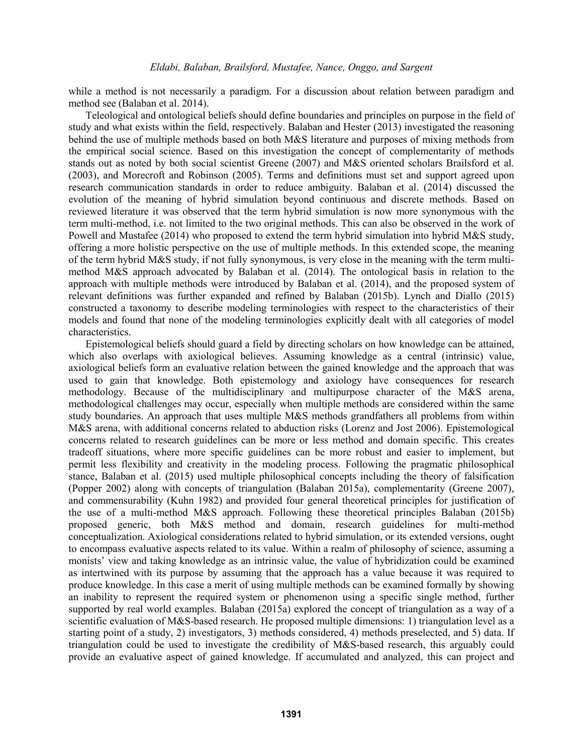while a method is not necessarily a paradigm. For a discussion about relation between paradigm and method see (Balaban et al. 2014).

Teleological and ontological beliefs should define boundaries and principles on purpose in the field of study and what exists within the field, respectively. Balaban and Hester (2013) investigated the reasoning behind the use of multiple methods based on both M&S literature and purposes of mixing methods from the empirical social science. Based on this investigation the concept of complementarity of methods stands out as noted by both social scientist Greene (2007) and M&S oriented scholars Brailsford et al. (2003), and Morecroft and Robinson (2005). Terms and definitions must set and support agreed upon research communication standards in order to reduce ambiguity. Balaban et al. (2014) discussed the evolution of the meaning of hybrid simulation beyond continuous and discrete methods. Based on reviewed literature it was observed that the term hybrid simulation is now more synonymous with the term multi-method, i.e. not limited to the two original methods. This can also be observed in the work of Powell and Mustafee (2014) who proposed to extend the term hybrid simulation into hybrid M&S study, offering a more holistic perspective on the use of multiple methods. In this extended scope, the meaning of the term hybrid M&S study, if not fully synonymous, is very close in the meaning with the term multi-method M&S approach advocated by Balaban et al. (2014). The ontological basis in relation to the approach with multiple methods were introduced by Balaban et al. (2014), and the proposed system of relevant definitions was further expanded and refined by Balaban (2015b). Lynch and Diallo (2015) constructed a taxonomy to describe modeling terminologies with respect to the characteristics of their models and found that none of the modeling terminologies explicitly dealt with all categories of model characteristics.

Epistemological beliefs should guard a field by directing scholars on how knowledge can be attained, which also overlaps with axiological believes. Assuming knowledge as a central (intrinsic) value, axiological beliefs form an evaluative relation between the gained knowledge and the approach that was used to gain that knowledge. Both epistemology and axiology have consequences for research methodology. Because of the multidisciplinary and multipurpose character of the M&S arena, methodological challenges may occur, especially when multiple methods are considered within the same study boundaries. An approach that uses multiple M&S methods grandfathers all problems from within M&S arena, with additional concerns related to abduction risks (Lorenz and Jost 2006). Epistemological concerns related to research guidelines can be more or less method and domain specific. This creates tradeoff situations, where more specific guidelines can be more robust and easier to implement, but permit less flexibility and creativity in the modeling process. Following the pragmatic philosophical stance, Balaban et al. (2015) used multiple philosophical concepts including the theory of falsification (Popper 2002) along with concepts of triangulation (Balaban 2015a), complementarity (Greene 2007), and commensurability (Kuhn 1982) and provided four general theoretical principles for justification of the use of a multi-method M&S approach. Following these theoretical principles Balaban (2015b) proposed generic, both M&S method and domain, research guidelines for multi-method conceptualization. Axiological considerations related to hybrid simulation, or its extended versions, ought to encompass evaluative aspects related to its value. Within a realm of philosophy of science, assuming a monists' view and taking knowledge as an intrinsic value, the value of hybridization could be examined as intertwined with its purpose by assuming that the approach has a value because it was required to produce knowledge. In this case a merit of using multiple methods can be examined formally by showing an inability to represent the required system or phenomenon using a specific single method, further supported by real world examples. Balaban (2015a) explored the concept of triangulation as a way of a scientific evaluation of M&S-based research. He proposed multiple dimensions: 1) triangulation level as a starting point of a study, 2) investigators, 3) methods considered, 4) methods preselected, and 5) data. If triangulation could be used to investigate the credibility of M&S-based research, this arguably could provide an evaluative aspect of gained knowledge. If accumulated and analyzed, this can project and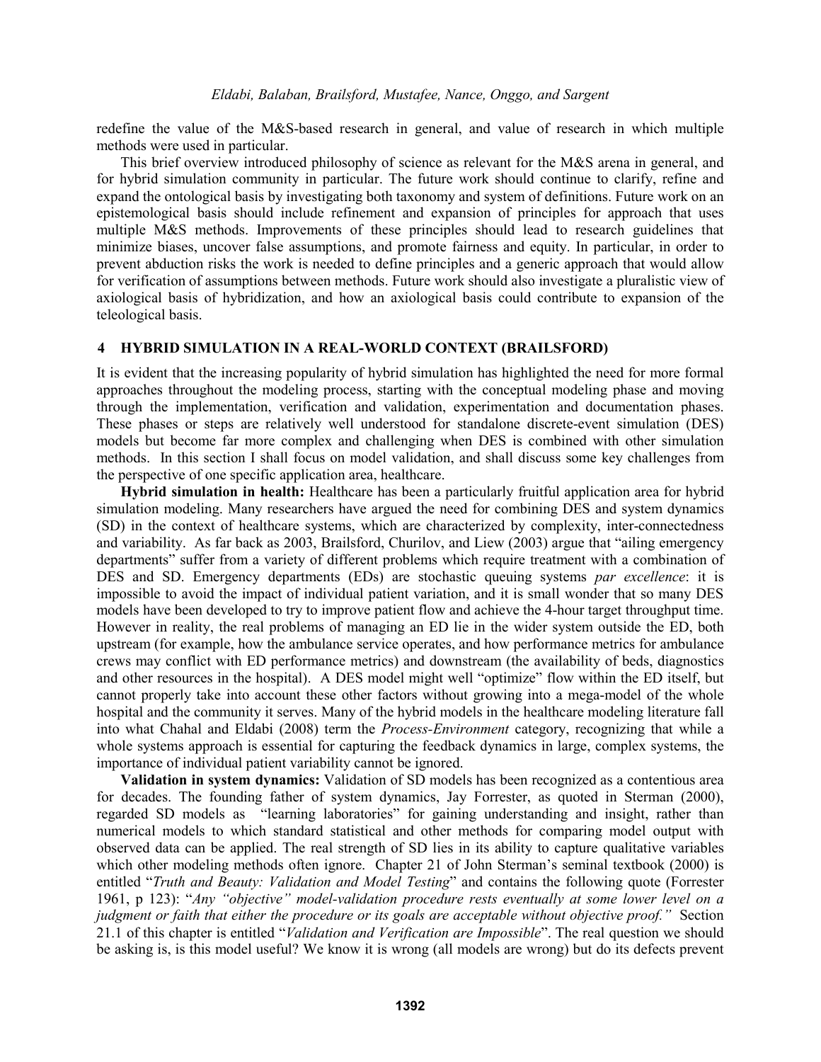redefine the value of the M&S-based research in general, and value of research in which multiple methods were used in particular.

This brief overview introduced philosophy of science as relevant for the M&S arena in general, and for hybrid simulation community in particular. The future work should continue to clarify, refine and expand the ontological basis by investigating both taxonomy and system of definitions. Future work on an epistemological basis should include refinement and expansion of principles for approach that uses multiple M&S methods. Improvements of these principles should lead to research guidelines that minimize biases, uncover false assumptions, and promote fairness and equity. In particular, in order to prevent abduction risks the work is needed to define principles and a generic approach that would allow for verification of assumptions between methods. Future work should also investigate a pluralistic view of axiological basis of hybridization, and how an axiological basis could contribute to expansion of the teleological basis.

## 4 HYBRID SIMULATION IN A REAL-WORLD CONTEXT (BRAILSFORD)

It is evident that the increasing popularity of hybrid simulation has highlighted the need for more formal approaches throughout the modeling process, starting with the conceptual modeling phase and moving through the implementation, verification and validation, experimentation and documentation phases. These phases or steps are relatively well understood for standalone discrete-event simulation (DES) models but become far more complex and challenging when DES is combined with other simulation methods. In this section I shall focus on model validation, and shall discuss some key challenges from the perspective of one specific application area, healthcare.

**Hybrid simulation in health:** Healthcare has been a particularly fruitful application area for hybrid simulation modeling. Many researchers have argued the need for combining DES and system dynamics (SD) in the context of healthcare systems, which are characterized by complexity, inter-connectedness and variability. As far back as 2003, Brailsford, Churilov, and Liew (2003) argue that "ailing emergency departments" suffer from a variety of different problems which require treatment with a combination of DES and SD. Emergency departments (EDs) are stochastic queuing systems *par excellence*: it is impossible to avoid the impact of individual patient variation, and it is small wonder that so many DES models have been developed to try to improve patient flow and achieve the 4-hour target throughput time. However in reality, the real problems of managing an ED lie in the wider system outside the ED, both upstream (for example, how the ambulance service operates, and how performance metrics for ambulance crews may conflict with ED performance metrics) and downstream (the availability of beds, diagnostics and other resources in the hospital). A DES model might well "optimize" flow within the ED itself, but cannot properly take into account these other factors without growing into a mega-model of the whole hospital and the community it serves. Many of the hybrid models in the healthcare modeling literature fall into what Chahal and Eldabi (2008) term the *Process-Environment* category, recognizing that while a whole systems approach is essential for capturing the feedback dynamics in large, complex systems, the importance of individual patient variability cannot be ignored.

**Validation in system dynamics:** Validation of SD models has been recognized as a contentious area for decades. The founding father of system dynamics, Jay Forrester, as quoted in Sterman (2000), regarded SD models as "learning laboratories" for gaining understanding and insight, rather than numerical models to which standard statistical and other methods for comparing model output with observed data can be applied. The real strength of SD lies in its ability to capture qualitative variables which other modeling methods often ignore. Chapter 21 of John Sterman's seminal textbook (2000) is entitled "*Truth and Beauty: Validation and Model Testing*" and contains the following quote (Forrester 1961, p 123): "*Any "objective" model-validation procedure rests eventually at some lower level on a judgment or faith that either the procedure or its goals are acceptable without objective proof.*" Section 21.1 of this chapter is entitled "*Validation and Verification are Impossible*". The real question we should be asking is, is this model useful? We know it is wrong (all models are wrong) but do its defects prevent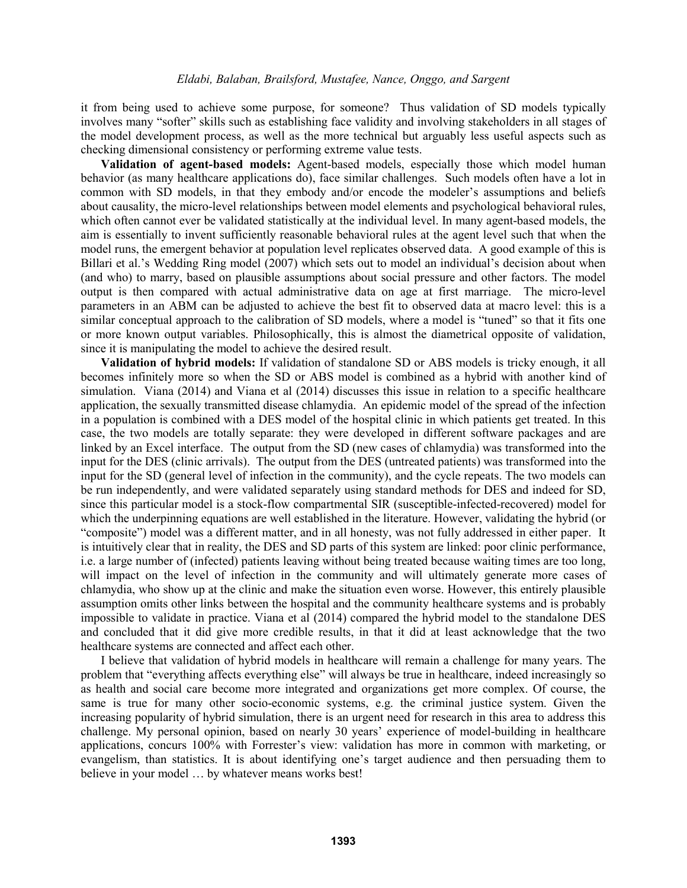it from being used to achieve some purpose, for someone? Thus validation of SD models typically involves many "softer" skills such as establishing face validity and involving stakeholders in all stages of the model development process, as well as the more technical but arguably less useful aspects such as checking dimensional consistency or performing extreme value tests.

**Validation of agent-based models:** Agent-based models, especially those which model human behavior (as many healthcare applications do), face similar challenges. Such models often have a lot in common with SD models, in that they embody and/or encode the modeler's assumptions and beliefs about causality, the micro-level relationships between model elements and psychological behavioral rules, which often cannot ever be validated statistically at the individual level. In many agent-based models, the aim is essentially to invent sufficiently reasonable behavioral rules at the agent level such that when the model runs, the emergent behavior at population level replicates observed data. A good example of this is Billari et al.'s Wedding Ring model (2007) which sets out to model an individual's decision about when (and who) to marry, based on plausible assumptions about social pressure and other factors. The model output is then compared with actual administrative data on age at first marriage. The micro-level parameters in an ABM can be adjusted to achieve the best fit to observed data at macro level: this is a similar conceptual approach to the calibration of SD models, where a model is "tuned" so that it fits one or more known output variables. Philosophically, this is almost the diametrical opposite of validation, since it is manipulating the model to achieve the desired result.

**Validation of hybrid models:** If validation of standalone SD or ABS models is tricky enough, it all becomes infinitely more so when the SD or ABS model is combined as a hybrid with another kind of simulation. Viana (2014) and Viana et al (2014) discusses this issue in relation to a specific healthcare application, the sexually transmitted disease chlamydia. An epidemic model of the spread of the infection in a population is combined with a DES model of the hospital clinic in which patients get treated. In this case, the two models are totally separate: they were developed in different software packages and are linked by an Excel interface. The output from the SD (new cases of chlamydia) was transformed into the input for the DES (clinic arrivals). The output from the DES (untreated patients) was transformed into the input for the SD (general level of infection in the community), and the cycle repeats. The two models can be run independently, and were validated separately using standard methods for DES and indeed for SD, since this particular model is a stock-flow compartmental SIR (susceptible-infected-recovered) model for which the underpinning equations are well established in the literature. However, validating the hybrid (or "composite") model was a different matter, and in all honesty, was not fully addressed in either paper. It is intuitively clear that in reality, the DES and SD parts of this system are linked: poor clinic performance, i.e. a large number of (infected) patients leaving without being treated because waiting times are too long, will impact on the level of infection in the community and will ultimately generate more cases of chlamydia, who show up at the clinic and make the situation even worse. However, this entirely plausible assumption omits other links between the hospital and the community healthcare systems and is probably impossible to validate in practice. Viana et al (2014) compared the hybrid model to the standalone DES and concluded that it did give more credible results, in that it did at least acknowledge that the two healthcare systems are connected and affect each other.

I believe that validation of hybrid models in healthcare will remain a challenge for many years. The problem that "everything affects everything else" will always be true in healthcare, indeed increasingly so as health and social care become more integrated and organizations get more complex. Of course, the same is true for many other socio-economic systems, e.g. the criminal justice system. Given the increasing popularity of hybrid simulation, there is an urgent need for research in this area to address this challenge. My personal opinion, based on nearly 30 years' experience of model-building in healthcare applications, concurs 100% with Forrester's view: validation has more in common with marketing, or evangelism, than statistics. It is about identifying one's target audience and then persuading them to believe in your model … by whatever means works best!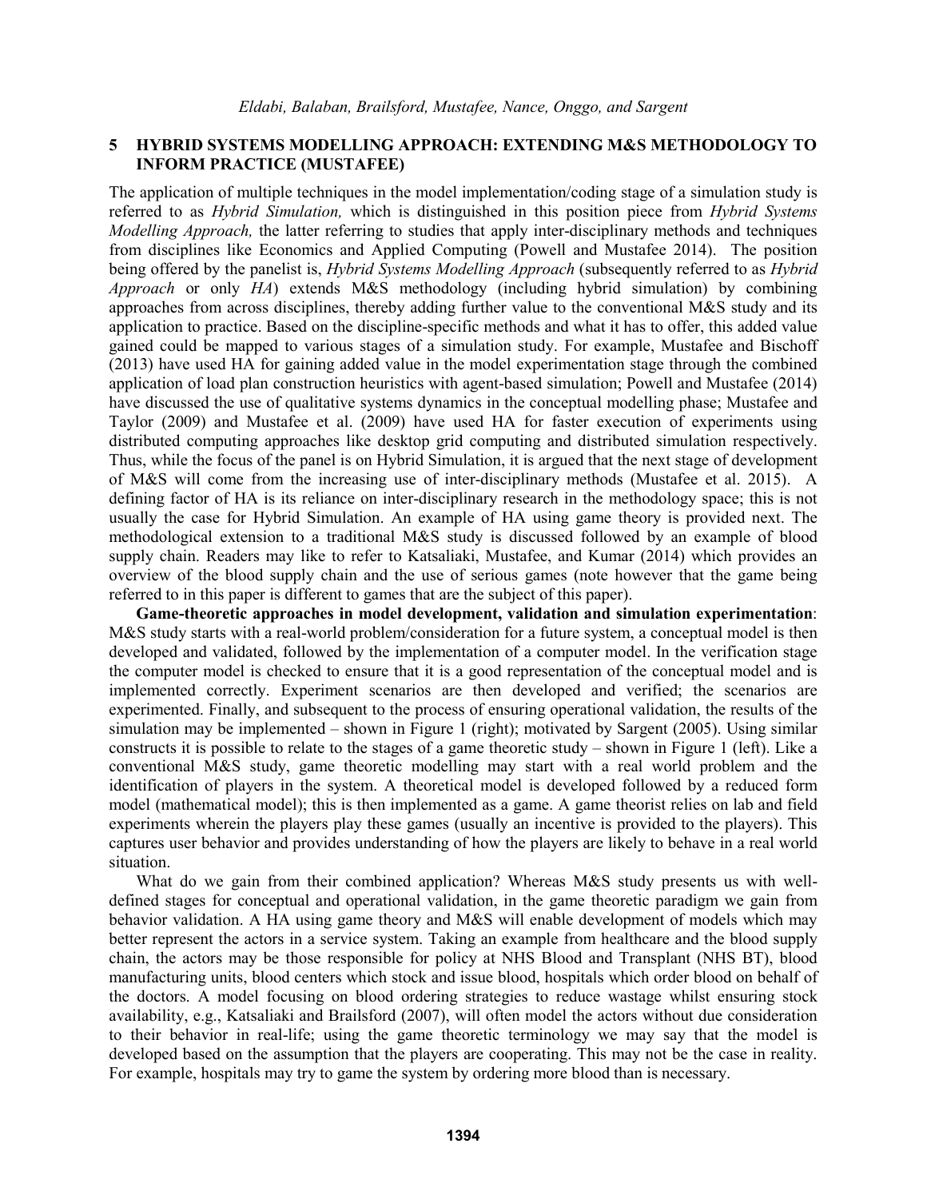## 5 HYBRID SYSTEMS MODELLING APPROACH: EXTENDING M&S METHODOLOGY TO INFORM PRACTICE (MUSTAFEE)

The application of multiple techniques in the model implementation/coding stage of a simulation study is referred to as *Hybrid Simulation,* which is distinguished in this position piece from *Hybrid Systems Modelling Approach,* the latter referring to studies that apply inter-disciplinary methods and techniques from disciplines like Economics and Applied Computing (Powell and Mustafee 2014). The position being offered by the panelist is, *Hybrid Systems Modelling Approach* (subsequently referred to as *Hybrid Approach* or only *HA*) extends M&S methodology (including hybrid simulation) by combining approaches from across disciplines, thereby adding further value to the conventional M&S study and its application to practice. Based on the discipline-specific methods and what it has to offer, this added value gained could be mapped to various stages of a simulation study. For example, Mustafee and Bischoff (2013) have used HA for gaining added value in the model experimentation stage through the combined application of load plan construction heuristics with agent-based simulation; Powell and Mustafee (2014) have discussed the use of qualitative systems dynamics in the conceptual modelling phase; Mustafee and Taylor (2009) and Mustafee et al. (2009) have used HA for faster execution of experiments using distributed computing approaches like desktop grid computing and distributed simulation respectively. Thus, while the focus of the panel is on Hybrid Simulation, it is argued that the next stage of development of M&S will come from the increasing use of inter-disciplinary methods (Mustafee et al. 2015). A defining factor of HA is its reliance on inter-disciplinary research in the methodology space; this is not usually the case for Hybrid Simulation. An example of HA using game theory is provided next. The methodological extension to a traditional M&S study is discussed followed by an example of blood supply chain. Readers may like to refer to Katsaliaki, Mustafee, and Kumar (2014) which provides an overview of the blood supply chain and the use of serious games (note however that the game being referred to in this paper is different to games that are the subject of this paper).

**Game-theoretic approaches in model development, validation and simulation experimentation**: M&S study starts with a real-world problem/consideration for a future system, a conceptual model is then developed and validated, followed by the implementation of a computer model. In the verification stage the computer model is checked to ensure that it is a good representation of the conceptual model and is implemented correctly. Experiment scenarios are then developed and verified; the scenarios are experimented. Finally, and subsequent to the process of ensuring operational validation, the results of the simulation may be implemented – shown in Figure 1 (right); motivated by Sargent (2005). Using similar constructs it is possible to relate to the stages of a game theoretic study – shown in Figure 1 (left). Like a conventional M&S study, game theoretic modelling may start with a real world problem and the identification of players in the system. A theoretical model is developed followed by a reduced form model (mathematical model); this is then implemented as a game. A game theorist relies on lab and field experiments wherein the players play these games (usually an incentive is provided to the players). This captures user behavior and provides understanding of how the players are likely to behave in a real world situation.

What do we gain from their combined application? Whereas M&S study presents us with well-defined stages for conceptual and operational validation, in the game theoretic paradigm we gain from behavior validation. A HA using game theory and M&S will enable development of models which may better represent the actors in a service system. Taking an example from healthcare and the blood supply chain, the actors may be those responsible for policy at NHS Blood and Transplant (NHS BT), blood manufacturing units, blood centers which stock and issue blood, hospitals which order blood on behalf of the doctors. A model focusing on blood ordering strategies to reduce wastage whilst ensuring stock availability, e.g., Katsaliaki and Brailsford (2007), will often model the actors without due consideration to their behavior in real-life; using the game theoretic terminology we may say that the model is developed based on the assumption that the players are cooperating. This may not be the case in reality. For example, hospitals may try to game the system by ordering more blood than is necessary.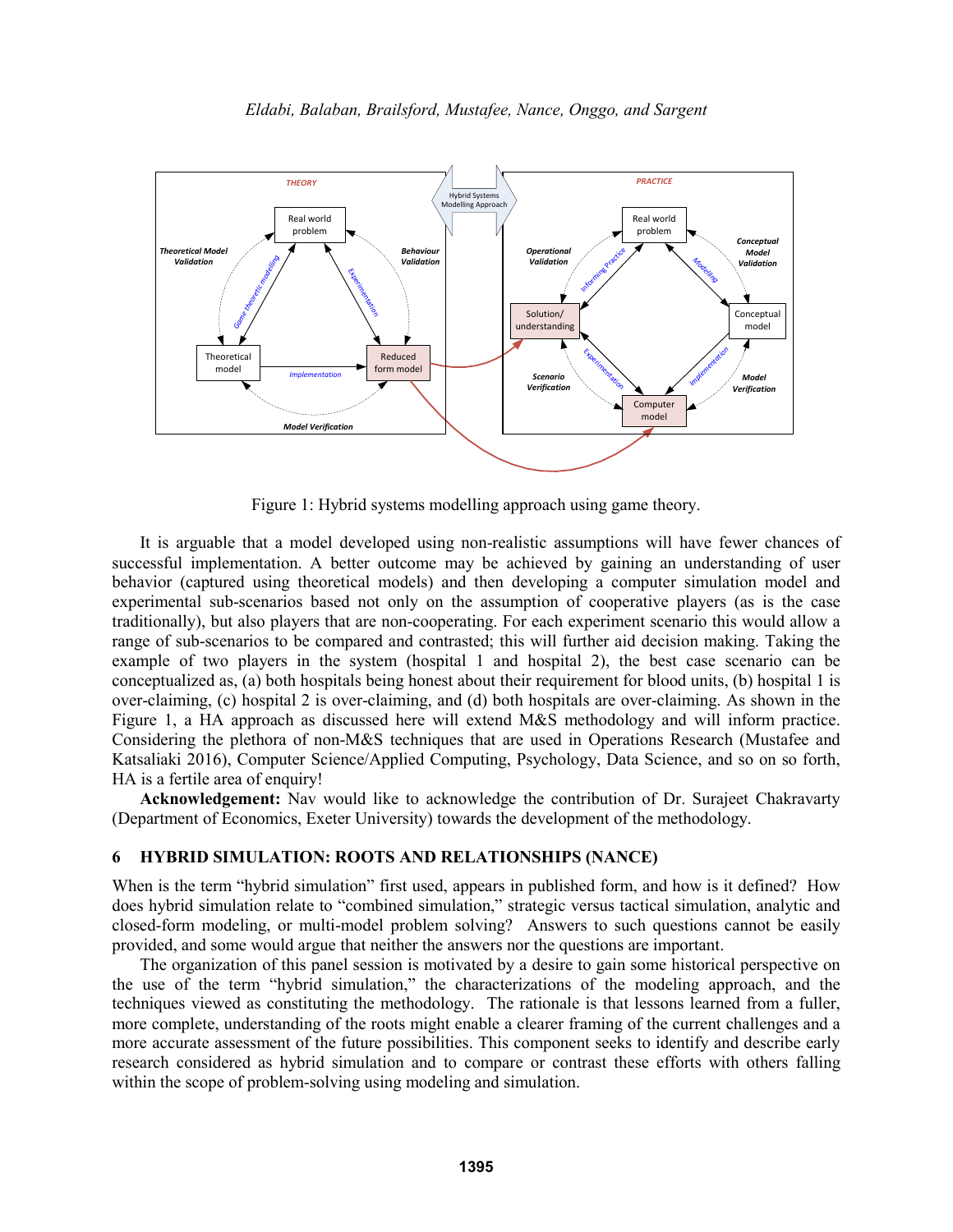Figure 1: Hybrid systems modelling approach using game theory.

It is arguable that a model developed using non-realistic assumptions will have fewer chances of successful implementation. A better outcome may be achieved by gaining an understanding of user behavior (captured using theoretical models) and then developing a computer simulation model and experimental sub-scenarios based not only on the assumption of cooperative players (as is the case traditionally), but also players that are non-cooperating. For each experiment scenario this would allow a range of sub-scenarios to be compared and contrasted; this will further aid decision making. Taking the example of two players in the system (hospital 1 and hospital 2), the best case scenario can be conceptualized as, (a) both hospitals being honest about their requirement for blood units, (b) hospital 1 is over-claiming, (c) hospital 2 is over-claiming, and (d) both hospitals are over-claiming. As shown in the Figure 1, a HA approach as discussed here will extend M&S methodology and will inform practice. Considering the plethora of non-M&S techniques that are used in Operations Research (Mustafee and Katsaliaki 2016), Computer Science/Applied Computing, Psychology, Data Science, and so on so forth, HA is a fertile area of enquiry!

**Acknowledgement:** Nav would like to acknowledge the contribution of Dr. Surajeet Chakravarty (Department of Economics, Exeter University) towards the development of the methodology.

## 6 HYBRID SIMULATION: ROOTS AND RELATIONSHIPS (NANCE)

When is the term "hybrid simulation" first used, appears in published form, and how is it defined? How does hybrid simulation relate to "combined simulation," strategic versus tactical simulation, analytic and closed-form modeling, or multi-model problem solving? Answers to such questions cannot be easily provided, and some would argue that neither the answers nor the questions are important.

The organization of this panel session is motivated by a desire to gain some historical perspective on the use of the term "hybrid simulation," the characterizations of the modeling approach, and the techniques viewed as constituting the methodology. The rationale is that lessons learned from a fuller, more complete, understanding of the roots might enable a clearer framing of the current challenges and a more accurate assessment of the future possibilities. This component seeks to identify and describe early research considered as hybrid simulation and to compare or contrast these efforts with others falling within the scope of problem-solving using modeling and simulation.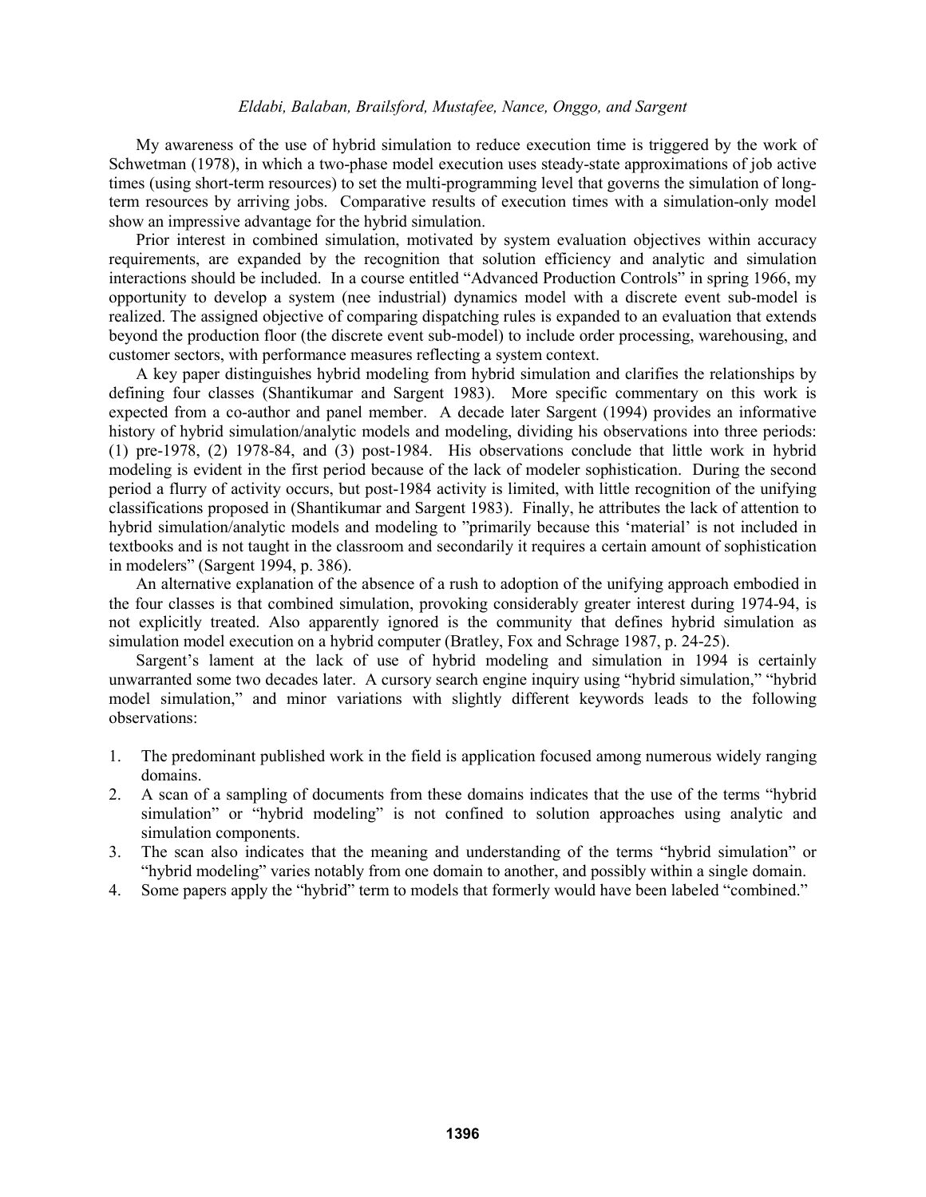My awareness of the use of hybrid simulation to reduce execution time is triggered by the work of Schwetman (1978), in which a two-phase model execution uses steady-state approximations of job active times (using short-term resources) to set the multi-programming level that governs the simulation of long-term resources by arriving jobs. Comparative results of execution times with a simulation-only model show an impressive advantage for the hybrid simulation.

Prior interest in combined simulation, motivated by system evaluation objectives within accuracy requirements, are expanded by the recognition that solution efficiency and analytic and simulation interactions should be included. In a course entitled "Advanced Production Controls" in spring 1966, my opportunity to develop a system (nee industrial) dynamics model with a discrete event sub-model is realized. The assigned objective of comparing dispatching rules is expanded to an evaluation that extends beyond the production floor (the discrete event sub-model) to include order processing, warehousing, and customer sectors, with performance measures reflecting a system context.

A key paper distinguishes hybrid modeling from hybrid simulation and clarifies the relationships by defining four classes (Shantikumar and Sargent 1983). More specific commentary on this work is expected from a co-author and panel member. A decade later Sargent (1994) provides an informative history of hybrid simulation/analytic models and modeling, dividing his observations into three periods: (1) pre-1978, (2) 1978-84, and (3) post-1984. His observations conclude that little work in hybrid modeling is evident in the first period because of the lack of modeler sophistication. During the second period a flurry of activity occurs, but post-1984 activity is limited, with little recognition of the unifying classifications proposed in (Shantikumar and Sargent 1983). Finally, he attributes the lack of attention to hybrid simulation/analytic models and modeling to "primarily because this 'material' is not included in textbooks and is not taught in the classroom and secondarily it requires a certain amount of sophistication in modelers" (Sargent 1994, p. 386).

An alternative explanation of the absence of a rush to adoption of the unifying approach embodied in the four classes is that combined simulation, provoking considerably greater interest during 1974-94, is not explicitly treated. Also apparently ignored is the community that defines hybrid simulation as simulation model execution on a hybrid computer (Bratley, Fox and Schrage 1987, p. 24-25).

Sargent's lament at the lack of use of hybrid modeling and simulation in 1994 is certainly unwarranted some two decades later. A cursory search engine inquiry using "hybrid simulation," "hybrid model simulation," and minor variations with slightly different keywords leads to the following observations:

1. The predominant published work in the field is application focused among numerous widely ranging domains.
2. A scan of a sampling of documents from these domains indicates that the use of the terms "hybrid simulation" or "hybrid modeling" is not confined to solution approaches using analytic and simulation components.
3. The scan also indicates that the meaning and understanding of the terms "hybrid simulation" or "hybrid modeling" varies notably from one domain to another, and possibly within a single domain.
4. Some papers apply the "hybrid" term to models that formerly would have been labeled "combined."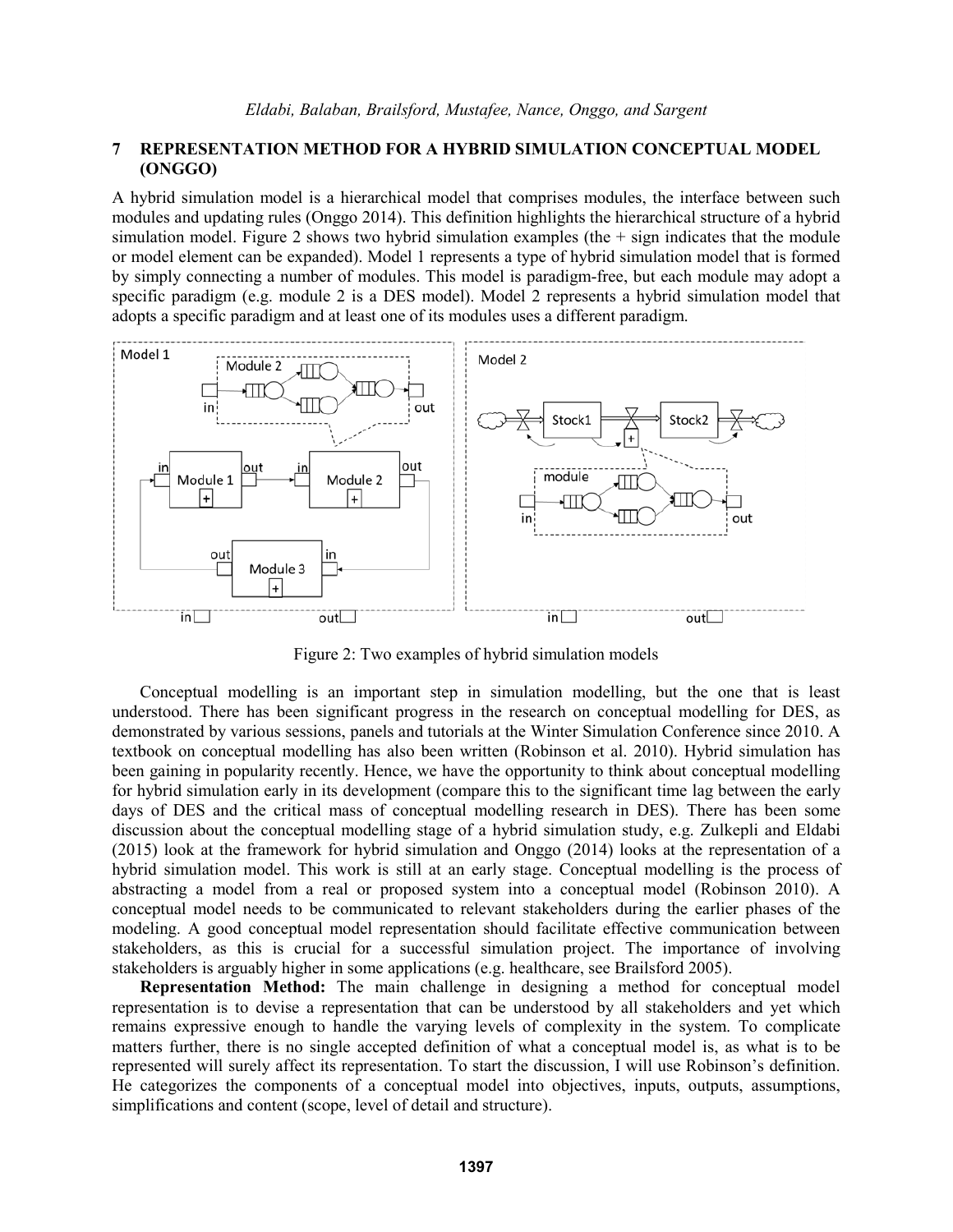## 7 REPRESENTATION METHOD FOR A HYBRID SIMULATION CONCEPTUAL MODEL (ONGGO)

A hybrid simulation model is a hierarchical model that comprises modules, the interface between such modules and updating rules (Onggo 2014). This definition highlights the hierarchical structure of a hybrid simulation model. Figure 2 shows two hybrid simulation examples (the + sign indicates that the module or model element can be expanded). Model 1 represents a type of hybrid simulation model that is formed by simply connecting a number of modules. This model is paradigm-free, but each module may adopt a specific paradigm (e.g. module 2 is a DES model). Model 2 represents a hybrid simulation model that adopts a specific paradigm and at least one of its modules uses a different paradigm.

Figure 2: Two examples of hybrid simulation models

Conceptual modelling is an important step in simulation modelling, but the one that is least understood. There has been significant progress in the research on conceptual modelling for DES, as demonstrated by various sessions, panels and tutorials at the Winter Simulation Conference since 2010. A textbook on conceptual modelling has also been written (Robinson et al. 2010). Hybrid simulation has been gaining in popularity recently. Hence, we have the opportunity to think about conceptual modelling for hybrid simulation early in its development (compare this to the significant time lag between the early days of DES and the critical mass of conceptual modelling research in DES). There has been some discussion about the conceptual modelling stage of a hybrid simulation study, e.g. Zulkepli and Eldabi (2015) look at the framework for hybrid simulation and Onggo (2014) looks at the representation of a hybrid simulation model. This work is still at an early stage. Conceptual modelling is the process of abstracting a model from a real or proposed system into a conceptual model (Robinson 2010). A conceptual model needs to be communicated to relevant stakeholders during the earlier phases of the modeling. A good conceptual model representation should facilitate effective communication between stakeholders, as this is crucial for a successful simulation project. The importance of involving stakeholders is arguably higher in some applications (e.g. healthcare, see Brailsford 2005).

**Representation Method:** The main challenge in designing a method for conceptual model representation is to devise a representation that can be understood by all stakeholders and yet which remains expressive enough to handle the varying levels of complexity in the system. To complicate matters further, there is no single accepted definition of what a conceptual model is, as what is to be represented will surely affect its representation. To start the discussion, I will use Robinson's definition. He categorizes the components of a conceptual model into objectives, inputs, outputs, assumptions, simplifications and content (scope, level of detail and structure).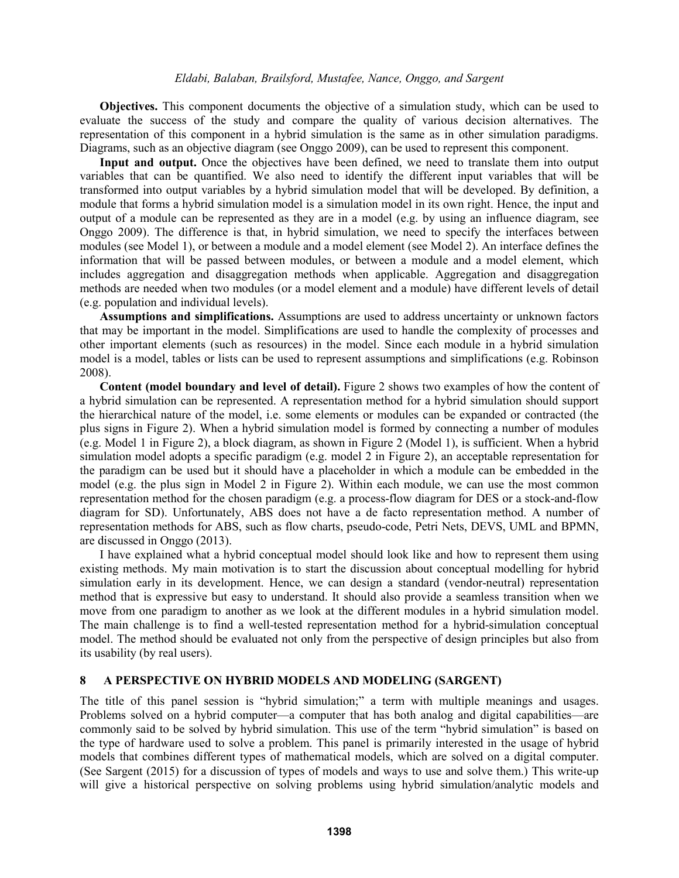**Objectives.** This component documents the objective of a simulation study, which can be used to evaluate the success of the study and compare the quality of various decision alternatives. The representation of this component in a hybrid simulation is the same as in other simulation paradigms. Diagrams, such as an objective diagram (see Onggo 2009), can be used to represent this component.

**Input and output.** Once the objectives have been defined, we need to translate them into output variables that can be quantified. We also need to identify the different input variables that will be transformed into output variables by a hybrid simulation model that will be developed. By definition, a module that forms a hybrid simulation model is a simulation model in its own right. Hence, the input and output of a module can be represented as they are in a model (e.g. by using an influence diagram, see Onggo 2009). The difference is that, in hybrid simulation, we need to specify the interfaces between modules (see Model 1), or between a module and a model element (see Model 2). An interface defines the information that will be passed between modules, or between a module and a model element, which includes aggregation and disaggregation methods when applicable. Aggregation and disaggregation methods are needed when two modules (or a model element and a module) have different levels of detail (e.g. population and individual levels).

**Assumptions and simplifications.** Assumptions are used to address uncertainty or unknown factors that may be important in the model. Simplifications are used to handle the complexity of processes and other important elements (such as resources) in the model. Since each module in a hybrid simulation model is a model, tables or lists can be used to represent assumptions and simplifications (e.g. Robinson 2008).

**Content (model boundary and level of detail).** Figure 2 shows two examples of how the content of a hybrid simulation can be represented. A representation method for a hybrid simulation should support the hierarchical nature of the model, i.e. some elements or modules can be expanded or contracted (the plus signs in Figure 2). When a hybrid simulation model is formed by connecting a number of modules (e.g. Model 1 in Figure 2), a block diagram, as shown in Figure 2 (Model 1), is sufficient. When a hybrid simulation model adopts a specific paradigm (e.g. model 2 in Figure 2), an acceptable representation for the paradigm can be used but it should have a placeholder in which a module can be embedded in the model (e.g. the plus sign in Model 2 in Figure 2). Within each module, we can use the most common representation method for the chosen paradigm (e.g. a process-flow diagram for DES or a stock-and-flow diagram for SD). Unfortunately, ABS does not have a de facto representation method. A number of representation methods for ABS, such as flow charts, pseudo-code, Petri Nets, DEVS, UML and BPMN, are discussed in Onggo (2013).

I have explained what a hybrid conceptual model should look like and how to represent them using existing methods. My main motivation is to start the discussion about conceptual modelling for hybrid simulation early in its development. Hence, we can design a standard (vendor-neutral) representation method that is expressive but easy to understand. It should also provide a seamless transition when we move from one paradigm to another as we look at the different modules in a hybrid simulation model. The main challenge is to find a well-tested representation method for a hybrid-simulation conceptual model. The method should be evaluated not only from the perspective of design principles but also from its usability (by real users).

## 8 A PERSPECTIVE ON HYBRID MODELS AND MODELING (SARGENT)

The title of this panel session is "hybrid simulation;" a term with multiple meanings and usages. Problems solved on a hybrid computer—a computer that has both analog and digital capabilities—are commonly said to be solved by hybrid simulation. This use of the term "hybrid simulation" is based on the type of hardware used to solve a problem. This panel is primarily interested in the usage of hybrid models that combines different types of mathematical models, which are solved on a digital computer. (See Sargent (2015) for a discussion of types of models and ways to use and solve them.) This write-up will give a historical perspective on solving problems using hybrid simulation/analytic models and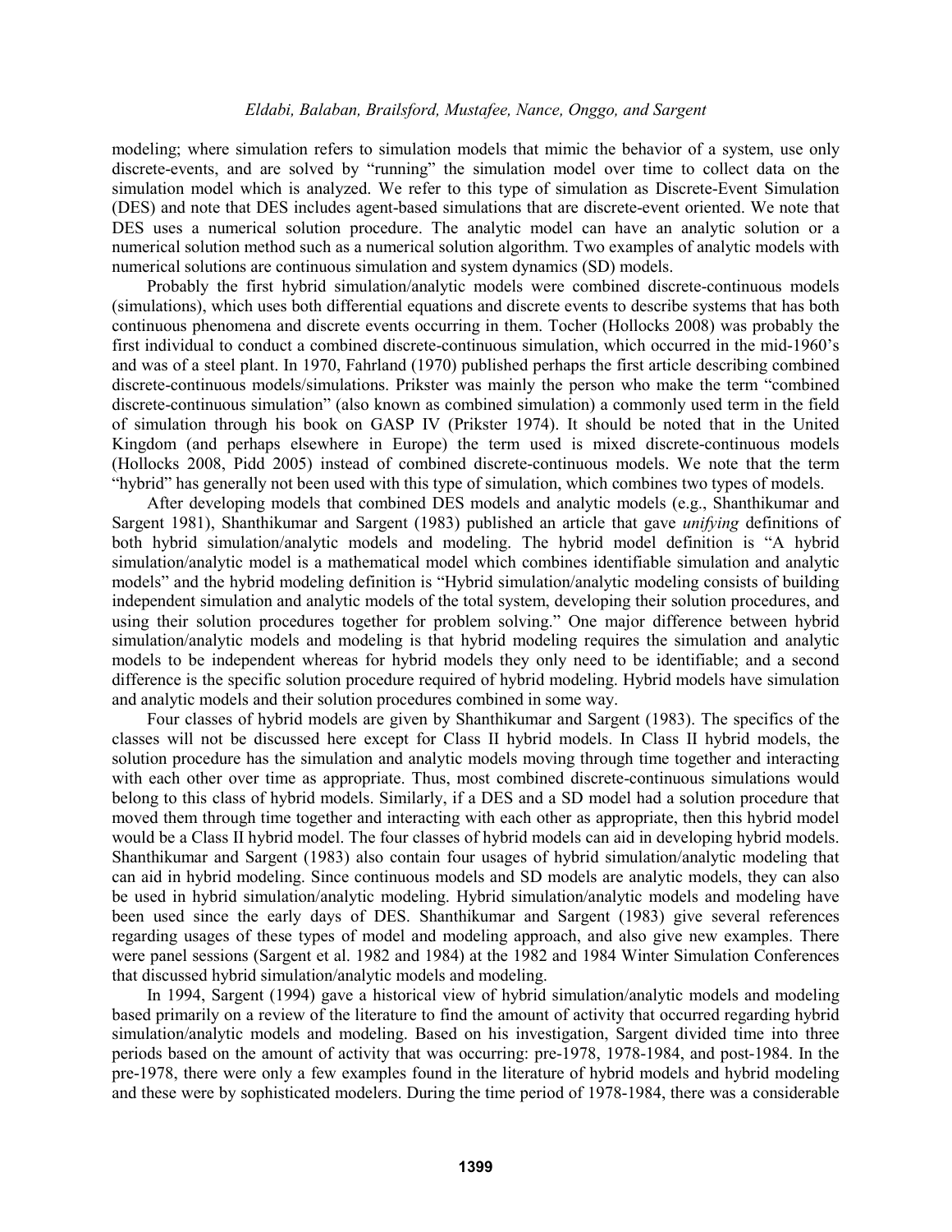modeling; where simulation refers to simulation models that mimic the behavior of a system, use only discrete-events, and are solved by "running" the simulation model over time to collect data on the simulation model which is analyzed. We refer to this type of simulation as Discrete-Event Simulation (DES) and note that DES includes agent-based simulations that are discrete-event oriented. We note that DES uses a numerical solution procedure. The analytic model can have an analytic solution or a numerical solution method such as a numerical solution algorithm. Two examples of analytic models with numerical solutions are continuous simulation and system dynamics (SD) models.

Probably the first hybrid simulation/analytic models were combined discrete-continuous models (simulations), which uses both differential equations and discrete events to describe systems that has both continuous phenomena and discrete events occurring in them. Tocher (Hollocks 2008) was probably the first individual to conduct a combined discrete-continuous simulation, which occurred in the mid-1960's and was of a steel plant. In 1970, Fahrland (1970) published perhaps the first article describing combined discrete-continuous models/simulations. Prikster was mainly the person who make the term "combined discrete-continuous simulation" (also known as combined simulation) a commonly used term in the field of simulation through his book on GASP IV (Prikster 1974). It should be noted that in the United Kingdom (and perhaps elsewhere in Europe) the term used is mixed discrete-continuous models (Hollocks 2008, Pidd 2005) instead of combined discrete-continuous models. We note that the term "hybrid" has generally not been used with this type of simulation, which combines two types of models.

After developing models that combined DES models and analytic models (e.g., Shanthikumar and Sargent 1981), Shanthikumar and Sargent (1983) published an article that gave *unifying* definitions of both hybrid simulation/analytic models and modeling. The hybrid model definition is "A hybrid simulation/analytic model is a mathematical model which combines identifiable simulation and analytic models" and the hybrid modeling definition is "Hybrid simulation/analytic modeling consists of building independent simulation and analytic models of the total system, developing their solution procedures, and using their solution procedures together for problem solving." One major difference between hybrid simulation/analytic models and modeling is that hybrid modeling requires the simulation and analytic models to be independent whereas for hybrid models they only need to be identifiable; and a second difference is the specific solution procedure required of hybrid modeling. Hybrid models have simulation and analytic models and their solution procedures combined in some way.

Four classes of hybrid models are given by Shanthikumar and Sargent (1983). The specifics of the classes will not be discussed here except for Class II hybrid models. In Class II hybrid models, the solution procedure has the simulation and analytic models moving through time together and interacting with each other over time as appropriate. Thus, most combined discrete-continuous simulations would belong to this class of hybrid models. Similarly, if a DES and a SD model had a solution procedure that moved them through time together and interacting with each other as appropriate, then this hybrid model would be a Class II hybrid model. The four classes of hybrid models can aid in developing hybrid models. Shanthikumar and Sargent (1983) also contain four usages of hybrid simulation/analytic modeling that can aid in hybrid modeling. Since continuous models and SD models are analytic models, they can also be used in hybrid simulation/analytic modeling. Hybrid simulation/analytic models and modeling have been used since the early days of DES. Shanthikumar and Sargent (1983) give several references regarding usages of these types of model and modeling approach, and also give new examples. There were panel sessions (Sargent et al. 1982 and 1984) at the 1982 and 1984 Winter Simulation Conferences that discussed hybrid simulation/analytic models and modeling.

In 1994, Sargent (1994) gave a historical view of hybrid simulation/analytic models and modeling based primarily on a review of the literature to find the amount of activity that occurred regarding hybrid simulation/analytic models and modeling. Based on his investigation, Sargent divided time into three periods based on the amount of activity that was occurring: pre-1978, 1978-1984, and post-1984. In the pre-1978, there were only a few examples found in the literature of hybrid models and hybrid modeling and these were by sophisticated modelers. During the time period of 1978-1984, there was a considerable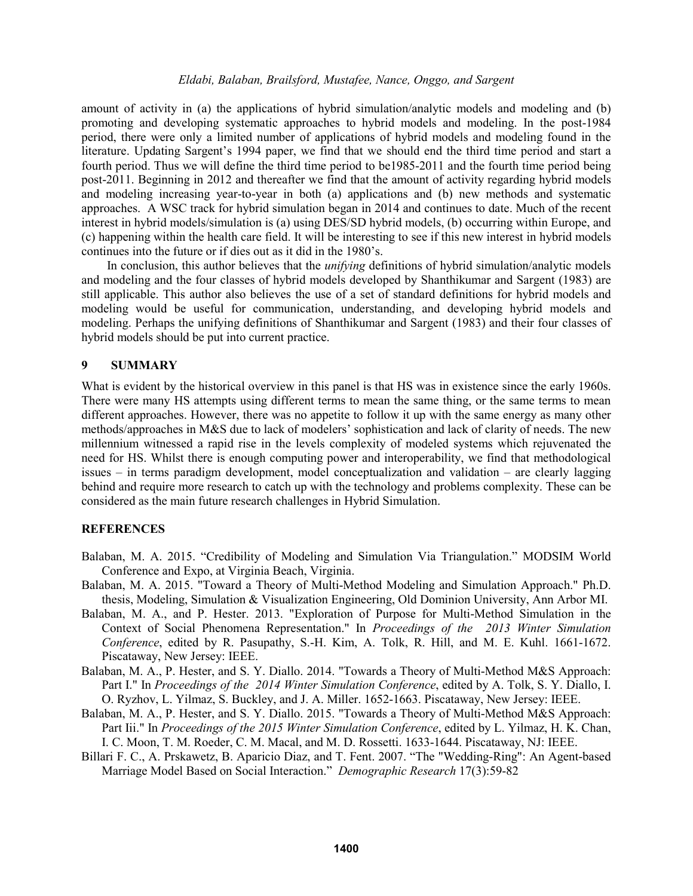amount of activity in (a) the applications of hybrid simulation/analytic models and modeling and (b) promoting and developing systematic approaches to hybrid models and modeling. In the post-1984 period, there were only a limited number of applications of hybrid models and modeling found in the literature. Updating Sargent's 1994 paper, we find that we should end the third time period and start a fourth period. Thus we will define the third time period to be1985-2011 and the fourth time period being post-2011. Beginning in 2012 and thereafter we find that the amount of activity regarding hybrid models and modeling increasing year-to-year in both (a) applications and (b) new methods and systematic approaches. A WSC track for hybrid simulation began in 2014 and continues to date. Much of the recent interest in hybrid models/simulation is (a) using DES/SD hybrid models, (b) occurring within Europe, and (c) happening within the health care field. It will be interesting to see if this new interest in hybrid models continues into the future or if dies out as it did in the 1980's.

In conclusion, this author believes that the *unifying* definitions of hybrid simulation/analytic models and modeling and the four classes of hybrid models developed by Shanthikumar and Sargent (1983) are still applicable. This author also believes the use of a set of standard definitions for hybrid models and modeling would be useful for communication, understanding, and developing hybrid models and modeling. Perhaps the unifying definitions of Shanthikumar and Sargent (1983) and their four classes of hybrid models should be put into current practice.

## 9 SUMMARY

What is evident by the historical overview in this panel is that HS was in existence since the early 1960s. There were many HS attempts using different terms to mean the same thing, or the same terms to mean different approaches. However, there was no appetite to follow it up with the same energy as many other methods/approaches in M&S due to lack of modelers' sophistication and lack of clarity of needs. The new millennium witnessed a rapid rise in the levels complexity of modeled systems which rejuvenated the need for HS. Whilst there is enough computing power and interoperability, we find that methodological issues – in terms paradigm development, model conceptualization and validation – are clearly lagging behind and require more research to catch up with the technology and problems complexity. These can be considered as the main future research challenges in Hybrid Simulation.

## REFERENCES

Balaban, M. A. 2015. "Credibility of Modeling and Simulation Via Triangulation." MODSIM World Conference and Expo, at Virginia Beach, Virginia.

Balaban, M. A. 2015. "Toward a Theory of Multi-Method Modeling and Simulation Approach." Ph.D. thesis, Modeling, Simulation & Visualization Engineering, Old Dominion University, Ann Arbor MI.

Balaban, M. A., and P. Hester. 2013. "Exploration of Purpose for Multi-Method Simulation in the Context of Social Phenomena Representation." In *Proceedings of the 2013 Winter Simulation Conference*, edited by R. Pasupathy, S.-H. Kim, A. Tolk, R. Hill, and M. E. Kuhl. 1661-1672. Piscataway, New Jersey: IEEE.

Balaban, M. A., P. Hester, and S. Y. Diallo. 2014. "Towards a Theory of Multi-Method M&S Approach: Part I." In *Proceedings of the 2014 Winter Simulation Conference*, edited by A. Tolk, S. Y. Diallo, I. O. Ryzhov, L. Yilmaz, S. Buckley, and J. A. Miller. 1652-1663. Piscataway, New Jersey: IEEE.

Balaban, M. A., P. Hester, and S. Y. Diallo. 2015. "Towards a Theory of Multi-Method M&S Approach: Part Iii." In *Proceedings of the 2015 Winter Simulation Conference*, edited by L. Yilmaz, H. K. Chan, I. C. Moon, T. M. Roeder, C. M. Macal, and M. D. Rossetti. 1633-1644. Piscataway, NJ: IEEE.

Billari F. C., A. Prskawetz, B. Aparicio Diaz, and T. Fent. 2007. "The "Wedding-Ring": An Agent-based Marriage Model Based on Social Interaction." *Demographic Research* 17(3):59-82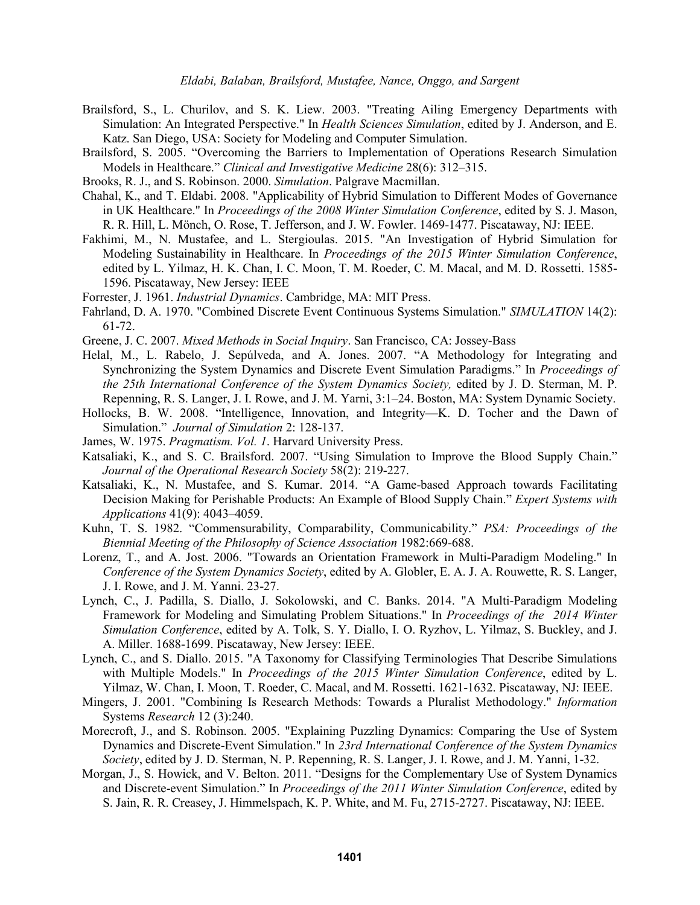Brailsford, S., L. Churilov, and S. K. Liew. 2003. "Treating Ailing Emergency Departments with Simulation: An Integrated Perspective." In *Health Sciences Simulation*, edited by J. Anderson, and E. Katz. San Diego, USA: Society for Modeling and Computer Simulation.

Brailsford, S. 2005. "Overcoming the Barriers to Implementation of Operations Research Simulation Models in Healthcare." *Clinical and Investigative Medicine* 28(6): 312–315.

Brooks, R. J., and S. Robinson. 2000. *Simulation*. Palgrave Macmillan.

Chahal, K., and T. Eldabi. 2008. "Applicability of Hybrid Simulation to Different Modes of Governance in UK Healthcare." In *Proceedings of the 2008 Winter Simulation Conference*, edited by S. J. Mason, R. R. Hill, L. Mönch, O. Rose, T. Jefferson, and J. W. Fowler. 1469-1477. Piscataway, NJ: IEEE.

Fakhimi, M., N. Mustafee, and L. Stergioulas. 2015. "An Investigation of Hybrid Simulation for Modeling Sustainability in Healthcare. In *Proceedings of the 2015 Winter Simulation Conference*, edited by L. Yilmaz, H. K. Chan, I. C. Moon, T. M. Roeder, C. M. Macal, and M. D. Rossetti. 1585-1596. Piscataway, New Jersey: IEEE

Forrester, J. 1961. *Industrial Dynamics*. Cambridge, MA: MIT Press.

Fahrland, D. A. 1970. "Combined Discrete Event Continuous Systems Simulation." *SIMULATION* 14(2): 61-72.

Greene, J. C. 2007. *Mixed Methods in Social Inquiry*. San Francisco, CA: Jossey-Bass

Helal, M., L. Rabelo, J. Sepúlveda, and A. Jones. 2007. "A Methodology for Integrating and Synchronizing the System Dynamics and Discrete Event Simulation Paradigms." In *Proceedings of the 25th International Conference of the System Dynamics Society,* edited by J. D. Sterman, M. P. Repenning, R. S. Langer, J. I. Rowe, and J. M. Yarni, 3:1–24. Boston, MA: System Dynamic Society.

Hollocks, B. W. 2008. "Intelligence, Innovation, and Integrity—K. D. Tocher and the Dawn of Simulation." *Journal of Simulation* 2: 128-137.

James, W. 1975. *Pragmatism. Vol. 1*. Harvard University Press.

Katsaliaki, K., and S. C. Brailsford. 2007. "Using Simulation to Improve the Blood Supply Chain." *Journal of the Operational Research Society* 58(2): 219-227.

Katsaliaki, K., N. Mustafee, and S. Kumar. 2014. "A Game-based Approach towards Facilitating Decision Making for Perishable Products: An Example of Blood Supply Chain." *Expert Systems with Applications* 41(9): 4043–4059.

Kuhn, T. S. 1982. "Commensurability, Comparability, Communicability." *PSA: Proceedings of the Biennial Meeting of the Philosophy of Science Association* 1982:669-688.

Lorenz, T., and A. Jost. 2006. "Towards an Orientation Framework in Multi-Paradigm Modeling." In *Conference of the System Dynamics Society*, edited by A. Globler, E. A. J. A. Rouwette, R. S. Langer, J. I. Rowe, and J. M. Yanni. 23-27.

Lynch, C., J. Padilla, S. Diallo, J. Sokolowski, and C. Banks. 2014. "A Multi-Paradigm Modeling Framework for Modeling and Simulating Problem Situations." In *Proceedings of the 2014 Winter Simulation Conference*, edited by A. Tolk, S. Y. Diallo, I. O. Ryzhov, L. Yilmaz, S. Buckley, and J. A. Miller. 1688-1699. Piscataway, New Jersey: IEEE.

Lynch, C., and S. Diallo. 2015. "A Taxonomy for Classifying Terminologies That Describe Simulations with Multiple Models." In *Proceedings of the 2015 Winter Simulation Conference*, edited by L. Yilmaz, W. Chan, I. Moon, T. Roeder, C. Macal, and M. Rossetti. 1621-1632. Piscataway, NJ: IEEE.

Mingers, J. 2001. "Combining Is Research Methods: Towards a Pluralist Methodology." *Information* Systems *Research* 12 (3):240.

Morecroft, J., and S. Robinson. 2005. "Explaining Puzzling Dynamics: Comparing the Use of System Dynamics and Discrete-Event Simulation." In *23rd International Conference of the System Dynamics Society*, edited by J. D. Sterman, N. P. Repenning, R. S. Langer, J. I. Rowe, and J. M. Yanni, 1-32.

Morgan, J., S. Howick, and V. Belton. 2011. "Designs for the Complementary Use of System Dynamics and Discrete-event Simulation." In *Proceedings of the 2011 Winter Simulation Conference*, edited by S. Jain, R. R. Creasey, J. Himmelspach, K. P. White, and M. Fu, 2715-2727. Piscataway, NJ: IEEE.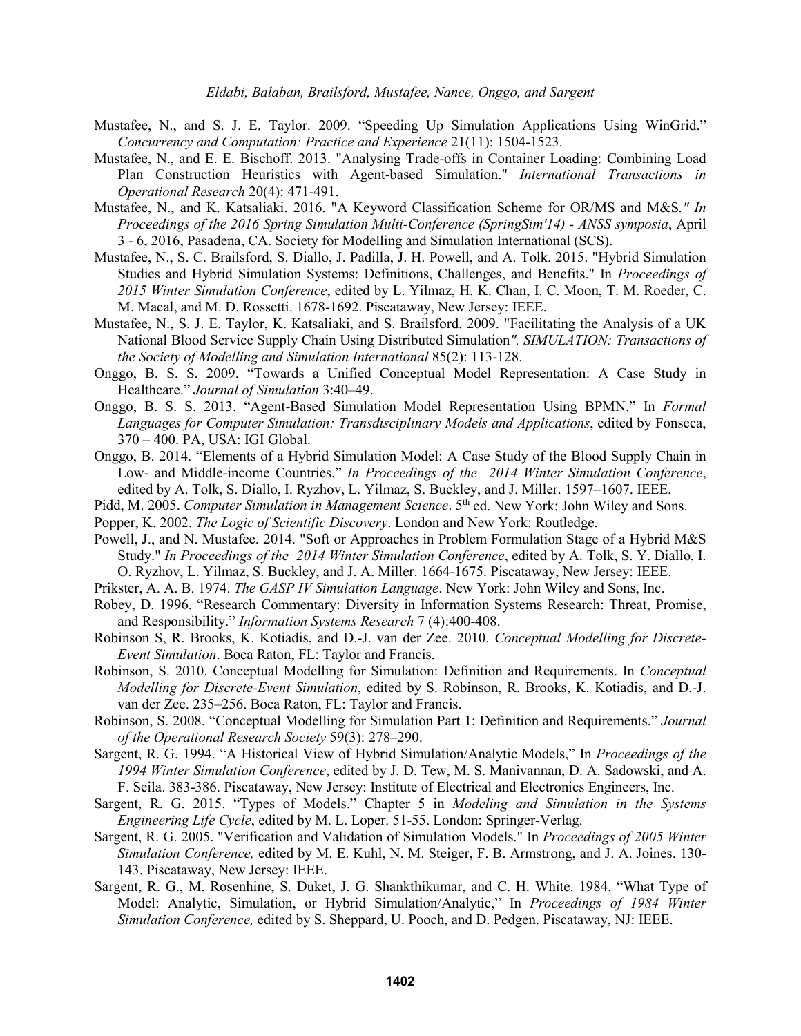Mustafee, N., and S. J. E. Taylor. 2009. "Speeding Up Simulation Applications Using WinGrid." *Concurrency and Computation: Practice and Experience* 21(11): 1504-1523.

Mustafee, N., and E. E. Bischoff. 2013. "Analysing Trade-offs in Container Loading: Combining Load Plan Construction Heuristics with Agent-based Simulation." *International Transactions in Operational Research* 20(4): 471-491.

Mustafee, N., and K. Katsaliaki. 2016. "A Keyword Classification Scheme for OR/MS and M&S*." In Proceedings of the 2016 Spring Simulation Multi-Conference (SpringSim'14) - ANSS symposia*, April 3 - 6, 2016, Pasadena, CA. Society for Modelling and Simulation International (SCS).

Mustafee, N., S. C. Brailsford, S. Diallo, J. Padilla, J. H. Powell, and A. Tolk. 2015. "Hybrid Simulation Studies and Hybrid Simulation Systems: Definitions, Challenges, and Benefits." In *Proceedings of 2015 Winter Simulation Conference*, edited by L. Yilmaz, H. K. Chan, I. C. Moon, T. M. Roeder, C. M. Macal, and M. D. Rossetti. 1678-1692. Piscataway, New Jersey: IEEE.

Mustafee, N., S. J. E. Taylor, K. Katsaliaki, and S. Brailsford. 2009. "Facilitating the Analysis of a UK National Blood Service Supply Chain Using Distributed Simulation*". SIMULATION: Transactions of the Society of Modelling and Simulation International* 85(2): 113-128.

Onggo, B. S. S. 2009. "Towards a Unified Conceptual Model Representation: A Case Study in Healthcare." *Journal of Simulation* 3:40–49.

Onggo, B. S. S. 2013. "Agent-Based Simulation Model Representation Using BPMN." In *Formal Languages for Computer Simulation: Transdisciplinary Models and Applications*, edited by Fonseca, 370 – 400. PA, USA: IGI Global.

Onggo, B. 2014. "Elements of a Hybrid Simulation Model: A Case Study of the Blood Supply Chain in Low- and Middle-income Countries." *In Proceedings of the 2014 Winter Simulation Conference*, edited by A. Tolk, S. Diallo, I. Ryzhov, L. Yilmaz, S. Buckley, and J. Miller. 1597–1607. IEEE.

Pidd, M. 2005. *Computer Simulation in Management Science*. 5th ed. New York: John Wiley and Sons.

Popper, K. 2002. *The Logic of Scientific Discovery*. London and New York: Routledge.

Powell, J., and N. Mustafee. 2014. "Soft or Approaches in Problem Formulation Stage of a Hybrid M&S Study." *In Proceedings of the 2014 Winter Simulation Conference*, edited by A. Tolk, S. Y. Diallo, I. O. Ryzhov, L. Yilmaz, S. Buckley, and J. A. Miller. 1664-1675. Piscataway, New Jersey: IEEE.

Prikster, A. A. B. 1974. *The GASP IV Simulation Language*. New York: John Wiley and Sons, Inc.

Robey, D. 1996. "Research Commentary: Diversity in Information Systems Research: Threat, Promise, and Responsibility." *Information Systems Research* 7 (4):400-408.

Robinson S, R. Brooks, K. Kotiadis, and D.-J. van der Zee. 2010. *Conceptual Modelling for Discrete-Event Simulation*. Boca Raton, FL: Taylor and Francis.

Robinson, S. 2010. Conceptual Modelling for Simulation: Definition and Requirements. In *Conceptual Modelling for Discrete-Event Simulation*, edited by S. Robinson, R. Brooks, K. Kotiadis, and D.-J. van der Zee. 235–256. Boca Raton, FL: Taylor and Francis.

Robinson, S. 2008. "Conceptual Modelling for Simulation Part 1: Definition and Requirements." *Journal of the Operational Research Society* 59(3): 278–290.

Sargent, R. G. 1994. "A Historical View of Hybrid Simulation/Analytic Models," In *Proceedings of the 1994 Winter Simulation Conference*, edited by J. D. Tew, M. S. Manivannan, D. A. Sadowski, and A. F. Seila. 383-386. Piscataway, New Jersey: Institute of Electrical and Electronics Engineers, Inc.

Sargent, R. G. 2015. "Types of Models." Chapter 5 in *Modeling and Simulation in the Systems Engineering Life Cycle*, edited by M. L. Loper. 51-55. London: Springer-Verlag.

Sargent, R. G. 2005. "Verification and Validation of Simulation Models." In *Proceedings of 2005 Winter Simulation Conference,* edited by M. E. Kuhl, N. M. Steiger, F. B. Armstrong, and J. A. Joines. 130-143. Piscataway, New Jersey: IEEE.

Sargent, R. G., M. Rosenhine, S. Duket, J. G. Shankthikumar, and C. H. White. 1984. "What Type of Model: Analytic, Simulation, or Hybrid Simulation/Analytic," In *Proceedings of 1984 Winter Simulation Conference,* edited by S. Sheppard, U. Pooch, and D. Pedgen. Piscataway, NJ: IEEE.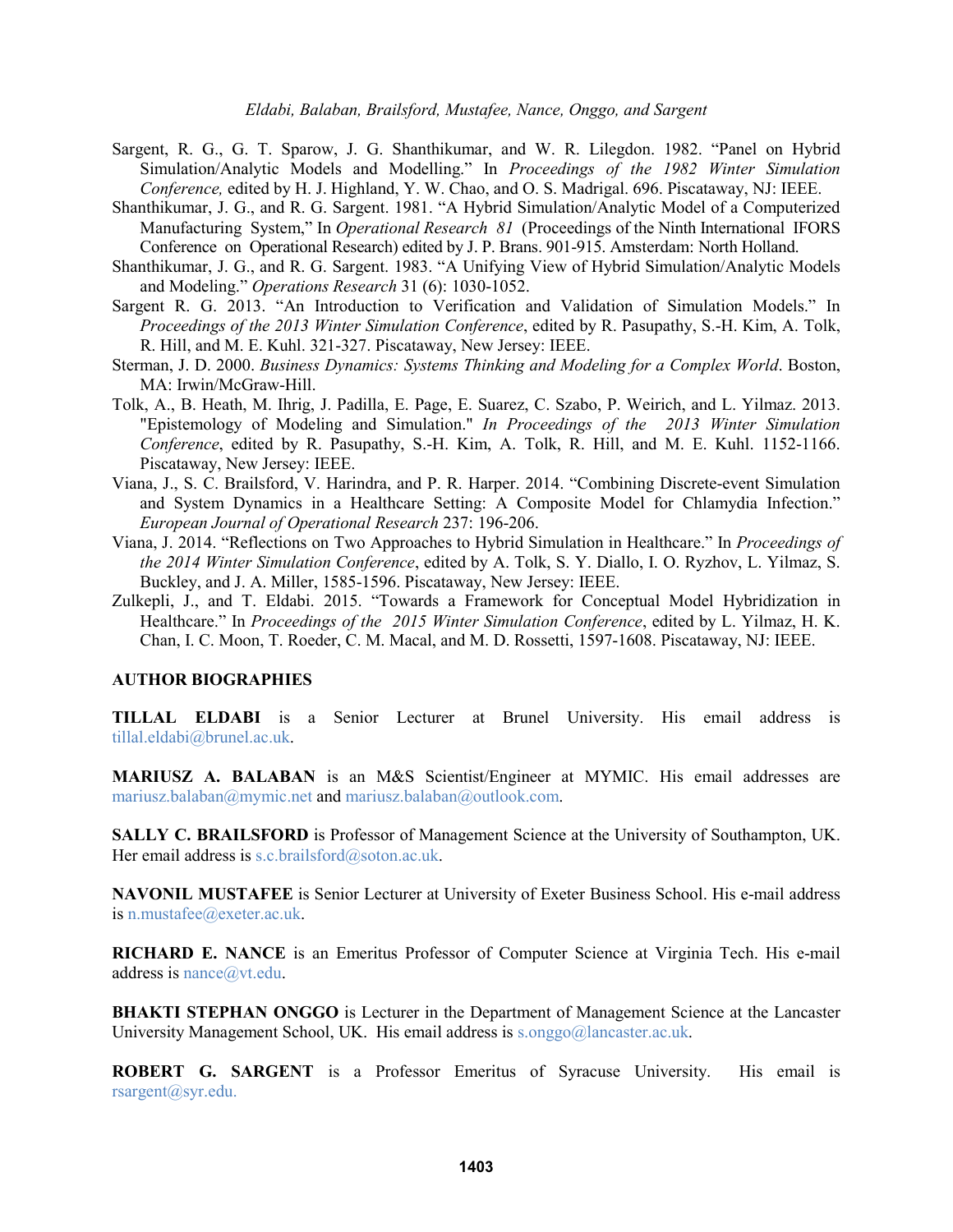Sargent, R. G., G. T. Sparow, J. G. Shanthikumar, and W. R. Lilegdon. 1982. "Panel on Hybrid Simulation/Analytic Models and Modelling." In *Proceedings of the 1982 Winter Simulation Conference,* edited by H. J. Highland, Y. W. Chao, and O. S. Madrigal. 696. Piscataway, NJ: IEEE.

Shanthikumar, J. G., and R. G. Sargent. 1981. "A Hybrid Simulation/Analytic Model of a Computerized Manufacturing System," In *Operational Research 81* (Proceedings of the Ninth International IFORS Conference on Operational Research) edited by J. P. Brans. 901-915. Amsterdam: North Holland.

Shanthikumar, J. G., and R. G. Sargent. 1983. "A Unifying View of Hybrid Simulation/Analytic Models and Modeling." *Operations Research* 31 (6): 1030-1052.

Sargent R. G. 2013. "An Introduction to Verification and Validation of Simulation Models." In *Proceedings of the 2013 Winter Simulation Conference*, edited by R. Pasupathy, S.-H. Kim, A. Tolk, R. Hill, and M. E. Kuhl. 321-327. Piscataway, New Jersey: IEEE.

Sterman, J. D. 2000. *Business Dynamics: Systems Thinking and Modeling for a Complex World*. Boston, MA: Irwin/McGraw-Hill.

Tolk, A., B. Heath, M. Ihrig, J. Padilla, E. Page, E. Suarez, C. Szabo, P. Weirich, and L. Yilmaz. 2013. "Epistemology of Modeling and Simulation." *In Proceedings of the 2013 Winter Simulation Conference*, edited by R. Pasupathy, S.-H. Kim, A. Tolk, R. Hill, and M. E. Kuhl. 1152-1166. Piscataway, New Jersey: IEEE.

Viana, J., S. C. Brailsford, V. Harindra, and P. R. Harper. 2014. "Combining Discrete-event Simulation and System Dynamics in a Healthcare Setting: A Composite Model for Chlamydia Infection." *European Journal of Operational Research* 237: 196-206.

Viana, J. 2014. "Reflections on Two Approaches to Hybrid Simulation in Healthcare." In *Proceedings of the 2014 Winter Simulation Conference*, edited by A. Tolk, S. Y. Diallo, I. O. Ryzhov, L. Yilmaz, S. Buckley, and J. A. Miller, 1585-1596. Piscataway, New Jersey: IEEE.

Zulkepli, J., and T. Eldabi. 2015. "Towards a Framework for Conceptual Model Hybridization in Healthcare." In *Proceedings of the 2015 Winter Simulation Conference*, edited by L. Yilmaz, H. K. Chan, I. C. Moon, T. Roeder, C. M. Macal, and M. D. Rossetti, 1597-1608. Piscataway, NJ: IEEE.

## AUTHOR BIOGRAPHIES

**TILLAL ELDABI** is a Senior Lecturer at Brunel University. His email address is tillal.eldabi@brunel.ac.uk.

**MARIUSZ A. BALABAN** is an M&S Scientist/Engineer at MYMIC. His email addresses are mariusz.balaban@mymic.net and mariusz.balaban@outlook.com.

**SALLY C. BRAILSFORD** is Professor of Management Science at the University of Southampton, UK. Her email address is s.c.brailsford@soton.ac.uk.

**NAVONIL MUSTAFEE** is Senior Lecturer at University of Exeter Business School. His e-mail address is n.mustafee@exeter.ac.uk.

**RICHARD E. NANCE** is an Emeritus Professor of Computer Science at Virginia Tech. His e-mail address is nance@vt.edu.

**BHAKTI STEPHAN ONGGO** is Lecturer in the Department of Management Science at the Lancaster University Management School, UK. His email address is s.onggo@lancaster.ac.uk.

**ROBERT G. SARGENT** is a Professor Emeritus of Syracuse University. His email is rsargent@syr.edu.